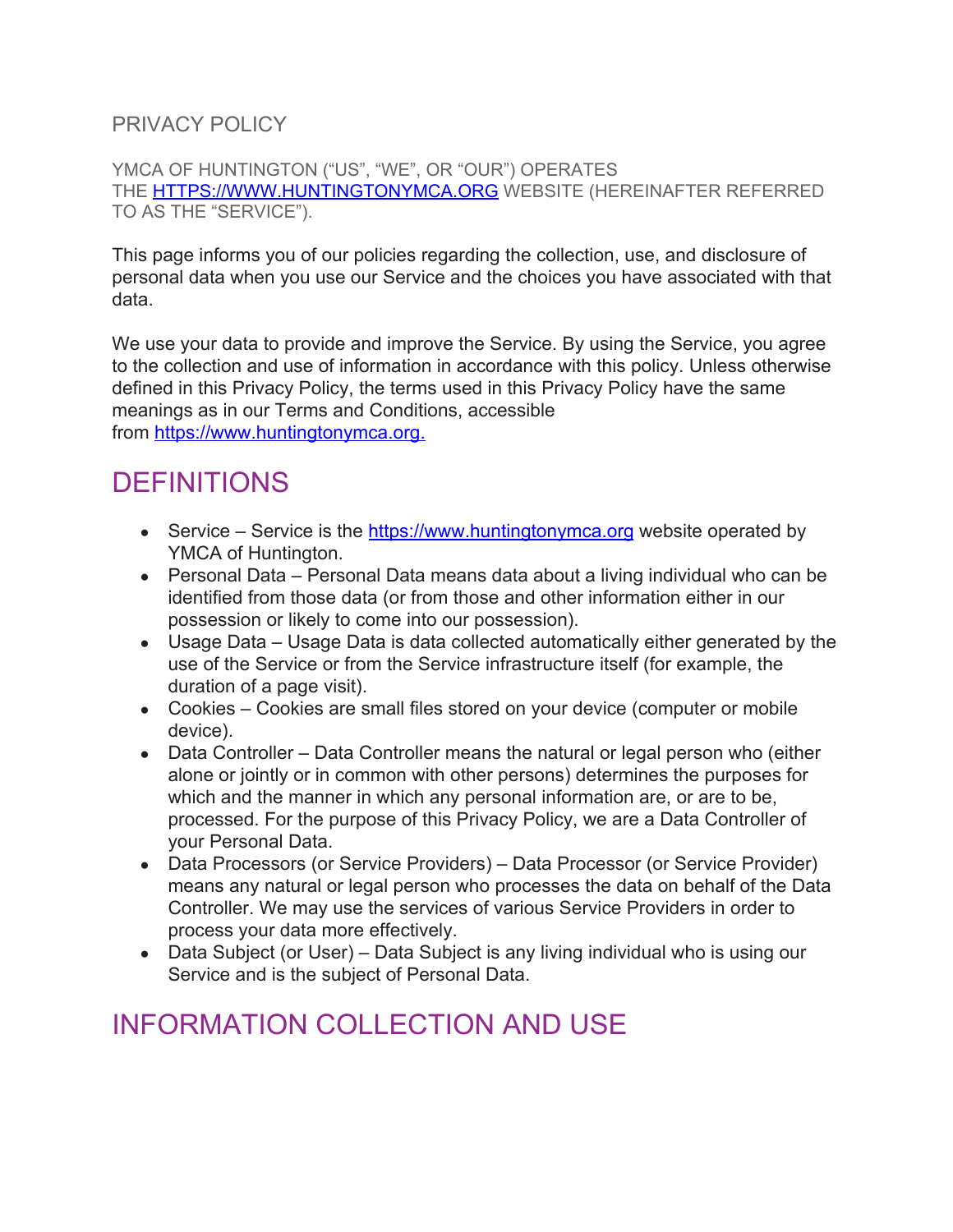# PRIVACY POLICY

YMCA OF HUNTINGTON ("US", "WE", OR "OUR") OPERATES THE [HTTPS://WWW.HUNTINGTONYMCA.ORG](https://www.huntingtonymca.org) WEBSITE (HEREINAFTER REFERRED TO AS THE "SERVICE").

This page informs you of our policies regarding the collection, use, and disclosure of personal data when you use our Service and the choices you have associated with that data.

We use your data to provide and improve the Service. By using the Service, you agree to the collection and use of information in accordance with this policy. Unless otherwise defined in this Privacy Policy, the terms used in this Privacy Policy have the same meanings as in our Terms and Conditions, accessible from [https://www.huntingtonymca.org.](https://www.huntingtonymca.org)

## DEFINITIONS

- Service – Service is the [https://www.huntingtonymca.org](https://www.huntingtonymca.org) website operated by YMCA of Huntington.
- Personal Data – Personal Data means data about a living individual who can be identified from those data (or from those and other information either in our possession or likely to come into our possession).
- Usage Data – Usage Data is data collected automatically either generated by the use of the Service or from the Service infrastructure itself (for example, the duration of a page visit).
- Cookies – Cookies are small files stored on your device (computer or mobile device).
- Data Controller – Data Controller means the natural or legal person who (either alone or jointly or in common with other persons) determines the purposes for which and the manner in which any personal information are, or are to be, processed. For the purpose of this Privacy Policy, we are a Data Controller of your Personal Data.
- Data Processors (or Service Providers) – Data Processor (or Service Provider) means any natural or legal person who processes the data on behalf of the Data Controller. We may use the services of various Service Providers in order to process your data more effectively.
- Data Subject (or User) – Data Subject is any living individual who is using our Service and is the subject of Personal Data.

## INFORMATION COLLECTION AND USE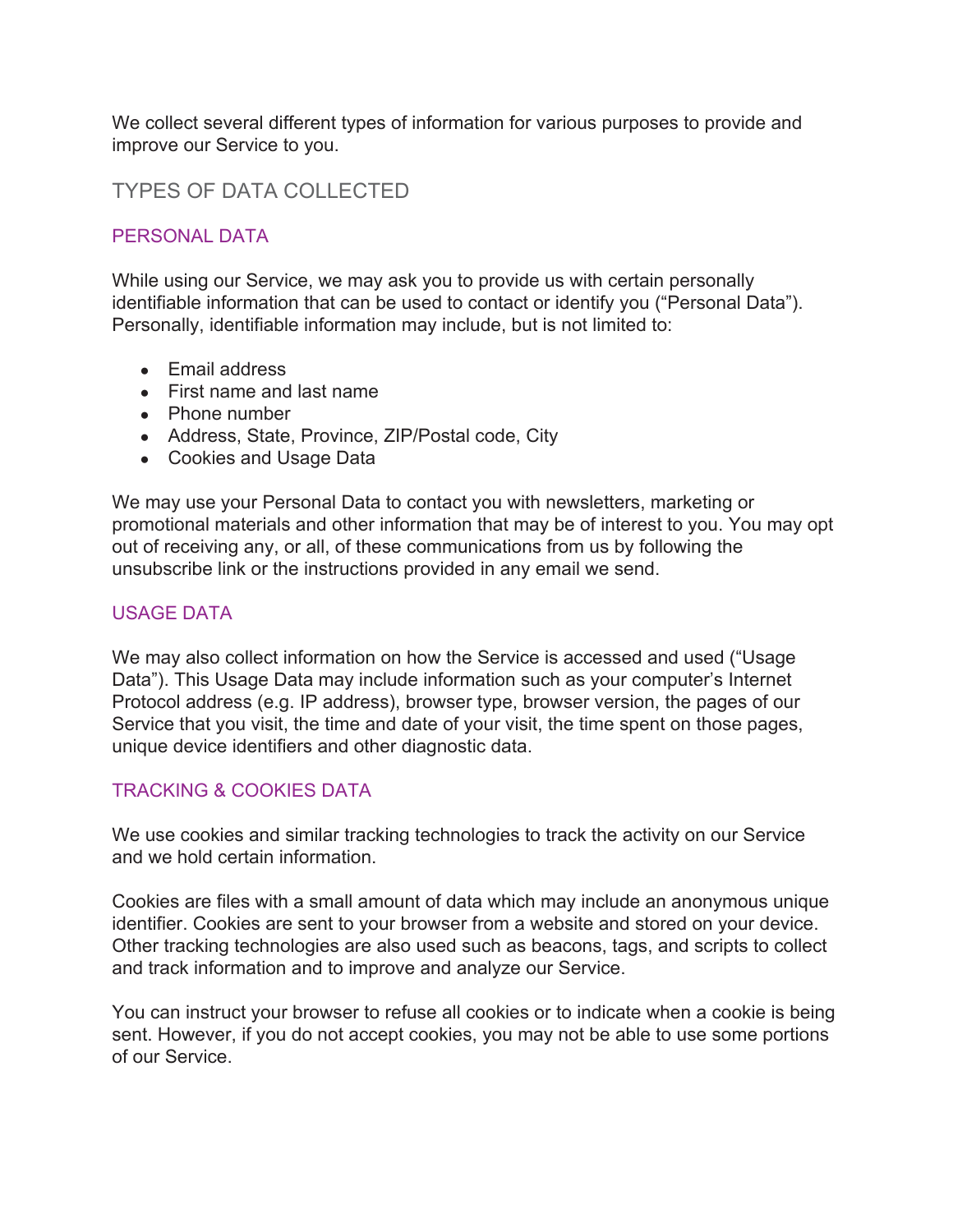We collect several different types of information for various purposes to provide and improve our Service to you.

## TYPES OF DATA COLLECTED

### PERSONAL DATA

While using our Service, we may ask you to provide us with certain personally identifiable information that can be used to contact or identify you ("Personal Data"). Personally, identifiable information may include, but is not limited to:

- Email address
- First name and last name
- Phone number
- Address, State, Province, ZIP/Postal code, City
- Cookies and Usage Data

We may use your Personal Data to contact you with newsletters, marketing or promotional materials and other information that may be of interest to you. You may opt out of receiving any, or all, of these communications from us by following the unsubscribe link or the instructions provided in any email we send.

### USAGE DATA

We may also collect information on how the Service is accessed and used ("Usage Data"). This Usage Data may include information such as your computer's Internet Protocol address (e.g. IP address), browser type, browser version, the pages of our Service that you visit, the time and date of your visit, the time spent on those pages, unique device identifiers and other diagnostic data.

### TRACKING & COOKIES DATA

We use cookies and similar tracking technologies to track the activity on our Service and we hold certain information.

Cookies are files with a small amount of data which may include an anonymous unique identifier. Cookies are sent to your browser from a website and stored on your device. Other tracking technologies are also used such as beacons, tags, and scripts to collect and track information and to improve and analyze our Service.

You can instruct your browser to refuse all cookies or to indicate when a cookie is being sent. However, if you do not accept cookies, you may not be able to use some portions of our Service.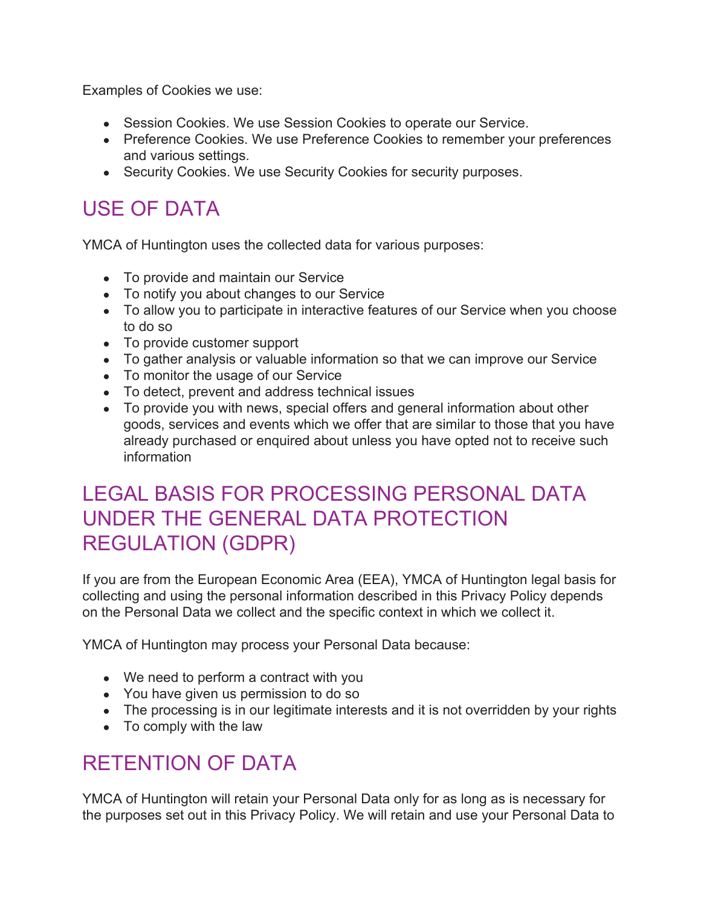Examples of Cookies we use:

- Session Cookies. We use Session Cookies to operate our Service.
- Preference Cookies. We use Preference Cookies to remember your preferences and various settings.
- Security Cookies. We use Security Cookies for security purposes.

## USE OF DATA

YMCA of Huntington uses the collected data for various purposes:

- To provide and maintain our Service
- To notify you about changes to our Service
- To allow you to participate in interactive features of our Service when you choose to do so
- To provide customer support
- To gather analysis or valuable information so that we can improve our Service
- To monitor the usage of our Service
- To detect, prevent and address technical issues
- To provide you with news, special offers and general information about other goods, services and events which we offer that are similar to those that you have already purchased or enquired about unless you have opted not to receive such information

## LEGAL BASIS FOR PROCESSING PERSONAL DATA UNDER THE GENERAL DATA PROTECTION REGULATION (GDPR)

If you are from the European Economic Area (EEA), YMCA of Huntington legal basis for collecting and using the personal information described in this Privacy Policy depends on the Personal Data we collect and the specific context in which we collect it.

YMCA of Huntington may process your Personal Data because:

- We need to perform a contract with you
- You have given us permission to do so
- The processing is in our legitimate interests and it is not overridden by your rights
- To comply with the law

## RETENTION OF DATA

YMCA of Huntington will retain your Personal Data only for as long as is necessary for the purposes set out in this Privacy Policy. We will retain and use your Personal Data to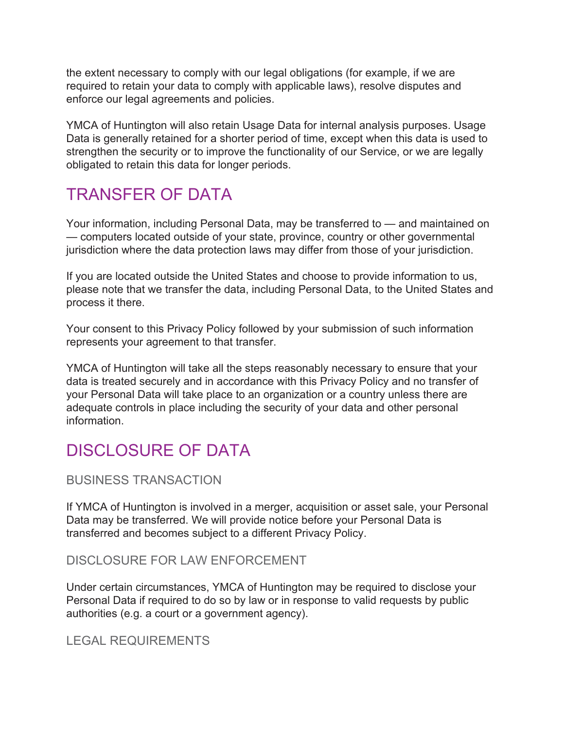the extent necessary to comply with our legal obligations (for example, if we are required to retain your data to comply with applicable laws), resolve disputes and enforce our legal agreements and policies.

YMCA of Huntington will also retain Usage Data for internal analysis purposes. Usage Data is generally retained for a shorter period of time, except when this data is used to strengthen the security or to improve the functionality of our Service, or we are legally obligated to retain this data for longer periods.

## TRANSFER OF DATA

Your information, including Personal Data, may be transferred to — and maintained on — computers located outside of your state, province, country or other governmental jurisdiction where the data protection laws may differ from those of your jurisdiction.

If you are located outside the United States and choose to provide information to us, please note that we transfer the data, including Personal Data, to the United States and process it there.

Your consent to this Privacy Policy followed by your submission of such information represents your agreement to that transfer.

YMCA of Huntington will take all the steps reasonably necessary to ensure that your data is treated securely and in accordance with this Privacy Policy and no transfer of your Personal Data will take place to an organization or a country unless there are adequate controls in place including the security of your data and other personal information.

## DISCLOSURE OF DATA

### BUSINESS TRANSACTION

If YMCA of Huntington is involved in a merger, acquisition or asset sale, your Personal Data may be transferred. We will provide notice before your Personal Data is transferred and becomes subject to a different Privacy Policy.

### DISCLOSURE FOR LAW ENFORCEMENT

Under certain circumstances, YMCA of Huntington may be required to disclose your Personal Data if required to do so by law or in response to valid requests by public authorities (e.g. a court or a government agency).

### LEGAL REQUIREMENTS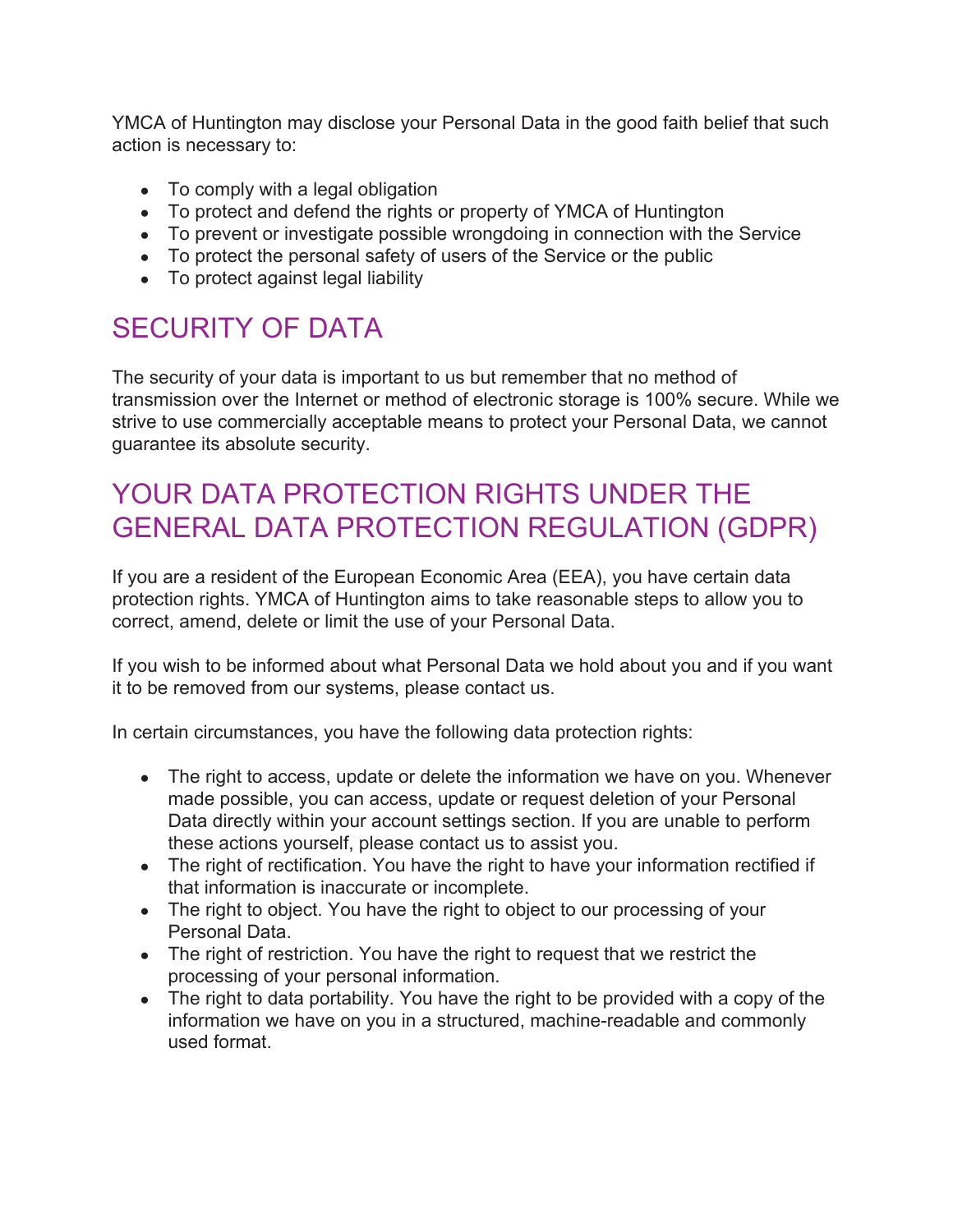YMCA of Huntington may disclose your Personal Data in the good faith belief that such action is necessary to:

- To comply with a legal obligation
- To protect and defend the rights or property of YMCA of Huntington
- To prevent or investigate possible wrongdoing in connection with the Service
- To protect the personal safety of users of the Service or the public
- To protect against legal liability

## SECURITY OF DATA

The security of your data is important to us but remember that no method of transmission over the Internet or method of electronic storage is 100% secure. While we strive to use commercially acceptable means to protect your Personal Data, we cannot guarantee its absolute security.

## YOUR DATA PROTECTION RIGHTS UNDER THE GENERAL DATA PROTECTION REGULATION (GDPR)

If you are a resident of the European Economic Area (EEA), you have certain data protection rights. YMCA of Huntington aims to take reasonable steps to allow you to correct, amend, delete or limit the use of your Personal Data.

If you wish to be informed about what Personal Data we hold about you and if you want it to be removed from our systems, please contact us.

In certain circumstances, you have the following data protection rights:

- The right to access, update or delete the information we have on you. Whenever made possible, you can access, update or request deletion of your Personal Data directly within your account settings section. If you are unable to perform these actions yourself, please contact us to assist you.
- The right of rectification. You have the right to have your information rectified if that information is inaccurate or incomplete.
- The right to object. You have the right to object to our processing of your Personal Data.
- The right of restriction. You have the right to request that we restrict the processing of your personal information.
- The right to data portability. You have the right to be provided with a copy of the information we have on you in a structured, machine-readable and commonly used format.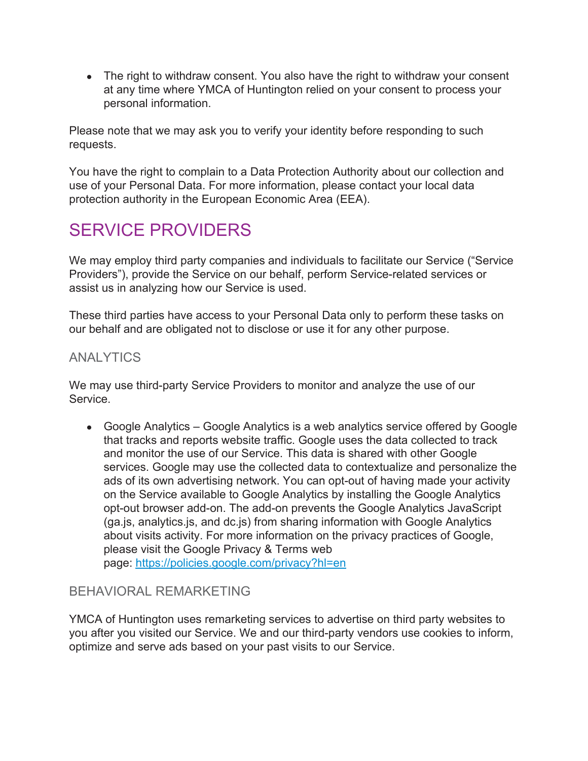- The right to withdraw consent. You also have the right to withdraw your consent at any time where YMCA of Huntington relied on your consent to process your personal information.

Please note that we may ask you to verify your identity before responding to such requests.

You have the right to complain to a Data Protection Authority about our collection and use of your Personal Data. For more information, please contact your local data protection authority in the European Economic Area (EEA).

## SERVICE PROVIDERS

We may employ third party companies and individuals to facilitate our Service (“Service Providers”), provide the Service on our behalf, perform Service-related services or assist us in analyzing how our Service is used.

These third parties have access to your Personal Data only to perform these tasks on our behalf and are obligated not to disclose or use it for any other purpose.

### ANALYTICS

We may use third-party Service Providers to monitor and analyze the use of our Service.

- Google Analytics – Google Analytics is a web analytics service offered by Google that tracks and reports website traffic. Google uses the data collected to track and monitor the use of our Service. This data is shared with other Google services. Google may use the collected data to contextualize and personalize the ads of its own advertising network. You can opt-out of having made your activity on the Service available to Google Analytics by installing the Google Analytics opt-out browser add-on. The add-on prevents the Google Analytics JavaScript (ga.js, analytics.js, and dc.js) from sharing information with Google Analytics about visits activity. For more information on the privacy practices of Google, please visit the Google Privacy & Terms web page: [https://policies.google.com/privacy?hl=en](https://policies.google.com/privacy?hl=en)

### BEHAVIORAL REMARKETING

YMCA of Huntington uses remarketing services to advertise on third party websites to you after you visited our Service. We and our third-party vendors use cookies to inform, optimize and serve ads based on your past visits to our Service.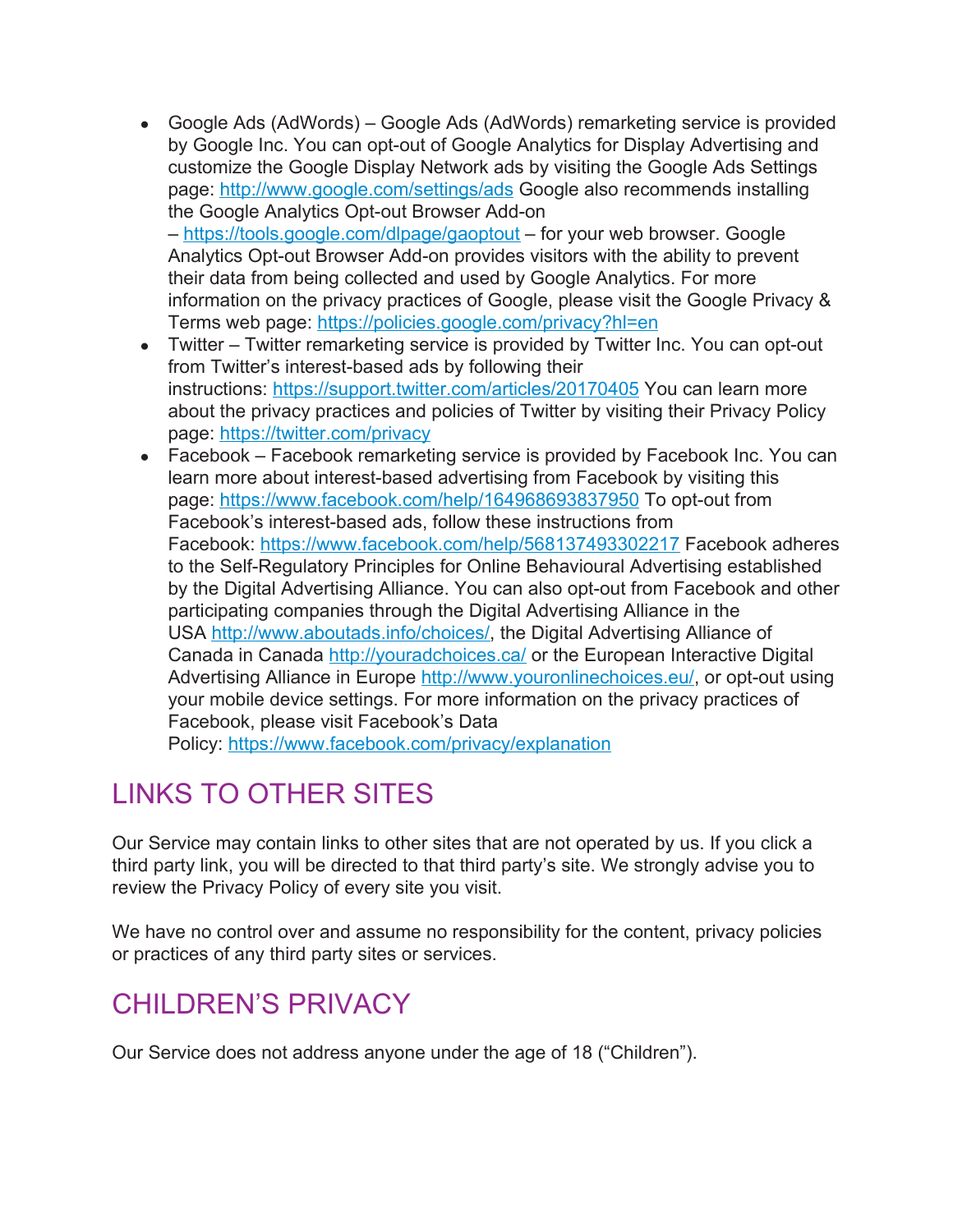- Google Ads (AdWords) – Google Ads (AdWords) remarketing service is provided by Google Inc. You can opt-out of Google Analytics for Display Advertising and customize the Google Display Network ads by visiting the Google Ads Settings page: http://www.google.com/settings/ads Google also recommends installing the Google Analytics Opt-out Browser Add-on – https://tools.google.com/dlpage/gaoptout – for your web browser. Google Analytics Opt-out Browser Add-on provides visitors with the ability to prevent their data from being collected and used by Google Analytics. For more information on the privacy practices of Google, please visit the Google Privacy & Terms web page: https://policies.google.com/privacy?hl=en
- Twitter – Twitter remarketing service is provided by Twitter Inc. You can opt-out from Twitter's interest-based ads by following their instructions: https://support.twitter.com/articles/20170405 You can learn more about the privacy practices and policies of Twitter by visiting their Privacy Policy page: https://twitter.com/privacy
- Facebook – Facebook remarketing service is provided by Facebook Inc. You can learn more about interest-based advertising from Facebook by visiting this page: https://www.facebook.com/help/164968693837950 To opt-out from Facebook's interest-based ads, follow these instructions from Facebook: https://www.facebook.com/help/568137493302217 Facebook adheres to the Self-Regulatory Principles for Online Behavioural Advertising established by the Digital Advertising Alliance. You can also opt-out from Facebook and other participating companies through the Digital Advertising Alliance in the USA http://www.aboutads.info/choices/, the Digital Advertising Alliance of Canada in Canada http://youradchoices.ca/ or the European Interactive Digital Advertising Alliance in Europe http://www.youronlinechoices.eu/, or opt-out using your mobile device settings. For more information on the privacy practices of Facebook, please visit Facebook's Data Policy: https://www.facebook.com/privacy/explanation

## LINKS TO OTHER SITES

Our Service may contain links to other sites that are not operated by us. If you click a third party link, you will be directed to that third party's site. We strongly advise you to review the Privacy Policy of every site you visit.

We have no control over and assume no responsibility for the content, privacy policies or practices of any third party sites or services.

## CHILDREN'S PRIVACY

Our Service does not address anyone under the age of 18 ("Children").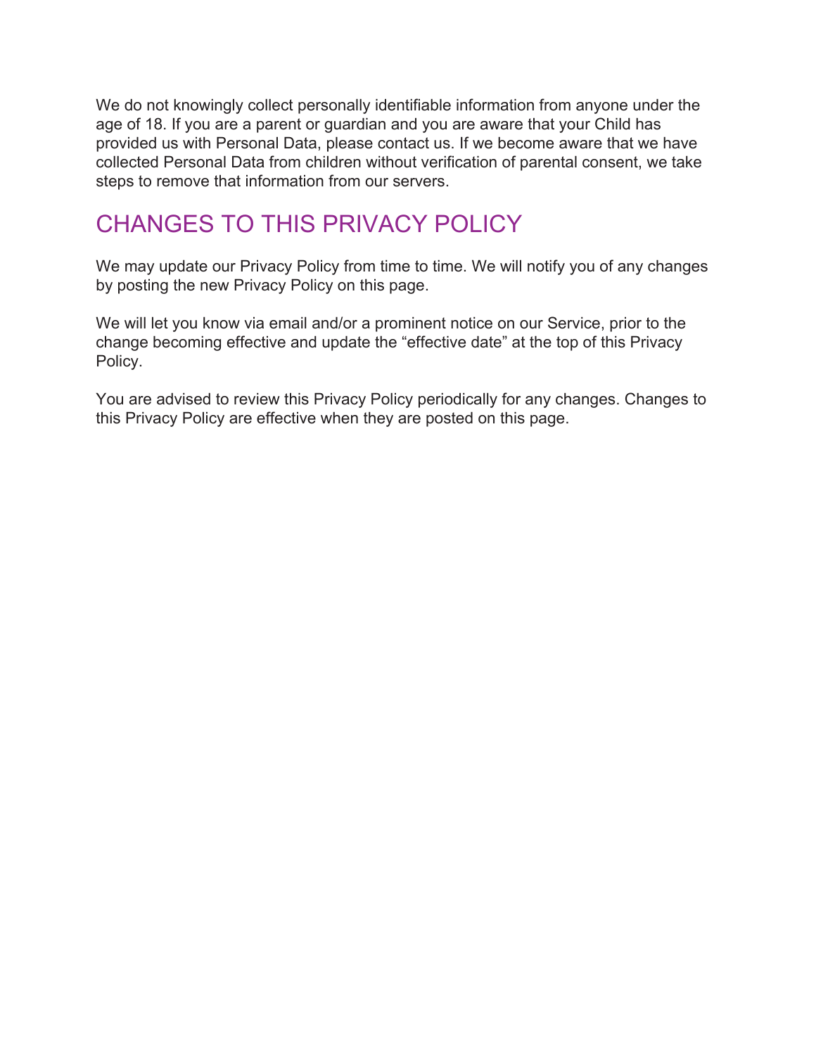We do not knowingly collect personally identifiable information from anyone under the age of 18. If you are a parent or guardian and you are aware that your Child has provided us with Personal Data, please contact us. If we become aware that we have collected Personal Data from children without verification of parental consent, we take steps to remove that information from our servers.

## CHANGES TO THIS PRIVACY POLICY

We may update our Privacy Policy from time to time. We will notify you of any changes by posting the new Privacy Policy on this page.

We will let you know via email and/or a prominent notice on our Service, prior to the change becoming effective and update the "effective date" at the top of this Privacy Policy.

You are advised to review this Privacy Policy periodically for any changes. Changes to this Privacy Policy are effective when they are posted on this page.